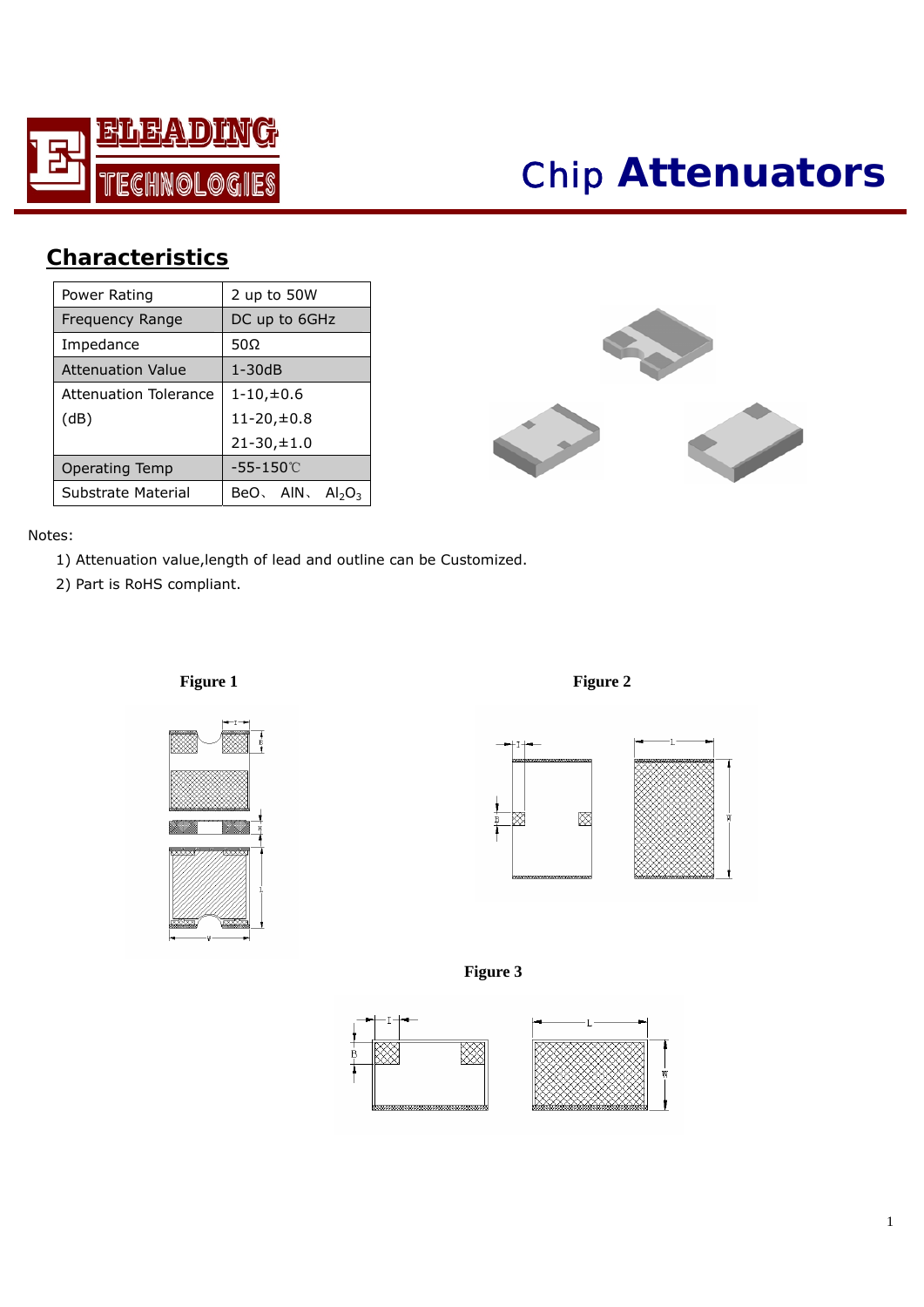# Chip Attenuators

## Characteristics

| Power Rating | 2 up to 50W |
|---|---|
| Frequency Range | DC up to 6GHz |
| Impedance | 50Ω |
| Attenuation Value | 1-30dB |
| Attenuation Tolerance (dB) | 1-10,±0.6 |
| | 11-20,±0.8 |
| | 21-30,±1.0 |
| Operating Temp | -55-150℃ |
| Substrate Material | BeO、 AlN、 $Al_2O_3$ |

Notes:

1) Attenuation value,length of lead and outline can be Customized.
2) Part is RoHS compliant.

**Figure 1**

**Figure 2**

**Figure 3**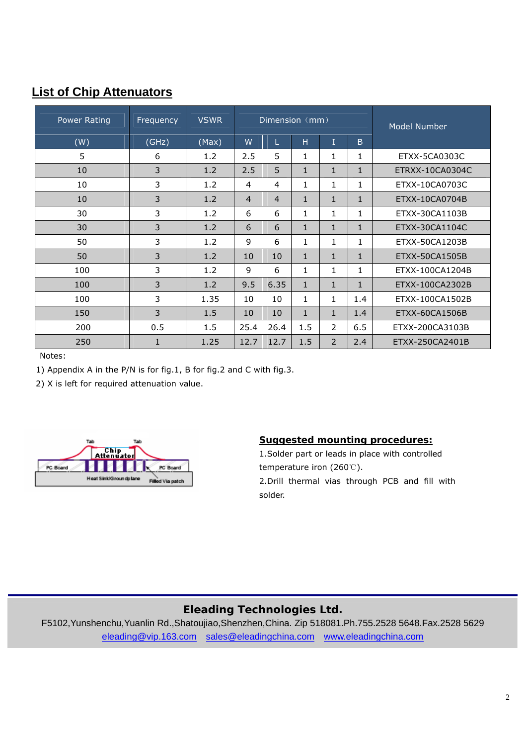## List of Chip Attenuators

| Power Rating | Frequency | VSWR | Dimension（mm） | | | | | Model Number |
|---|---|---|---|---|---|---|---|---|
| (W) | (GHz) | (Max) | W | L | H | I | B | |
| 5 | 6 | 1.2 | 2.5 | 5 | 1 | 1 | 1 | ETXX-5CA0303C |
| 10 | 3 | 1.2 | 2.5 | 5 | 1 | 1 | 1 | ETRXX-10CA0304C |
| 10 | 3 | 1.2 | 4 | 4 | 1 | 1 | 1 | ETXX-10CA0703C |
| 10 | 3 | 1.2 | 4 | 4 | 1 | 1 | 1 | ETXX-10CA0704B |
| 30 | 3 | 1.2 | 6 | 6 | 1 | 1 | 1 | ETXX-30CA1103B |
| 30 | 3 | 1.2 | 6 | 6 | 1 | 1 | 1 | ETXX-30CA1104C |
| 50 | 3 | 1.2 | 9 | 6 | 1 | 1 | 1 | ETXX-50CA1203B |
| 50 | 3 | 1.2 | 10 | 10 | 1 | 1 | 1 | ETXX-50CA1505B |
| 100 | 3 | 1.2 | 9 | 6 | 1 | 1 | 1 | ETXX-100CA1204B |
| 100 | 3 | 1.2 | 9.5 | 6.35 | 1 | 1 | 1 | ETXX-100CA2302B |
| 100 | 3 | 1.35 | 10 | 10 | 1 | 1 | 1.4 | ETXX-100CA1502B |
| 150 | 3 | 1.5 | 10 | 10 | 1 | 1 | 1.4 | ETXX-60CA1506B |
| 200 | 0.5 | 1.5 | 25.4 | 26.4 | 1.5 | 2 | 6.5 | ETXX-200CA3103B |
| 250 | 1 | 1.25 | 12.7 | 12.7 | 1.5 | 2 | 2.4 | ETXX-250CA2401B |

Notes:

1) Appendix A in the P/N is for fig.1, B for fig.2 and C with fig.3.

2) X is left for required attenuation value.

Tab
Tab
Chip Attenuator
PC Board
PC Board
Heat Sink/Groundplane
Filled Via patch

**Suggested mounting procedures:**

1.Solder part or leads in place with controlled temperature iron (260℃).

2.Drill thermal vias through PCB and fill with solder.

**Eleading Technologies Ltd.**

F5102,Yunshenchu,Yuanlin Rd.,Shatoujiao,Shenzhen,China. Zip 518081.Ph.755.2528 5648.Fax.2528 5629

eleading@vip.163.com sales@eleadingchina.com www.eleadingchina.com